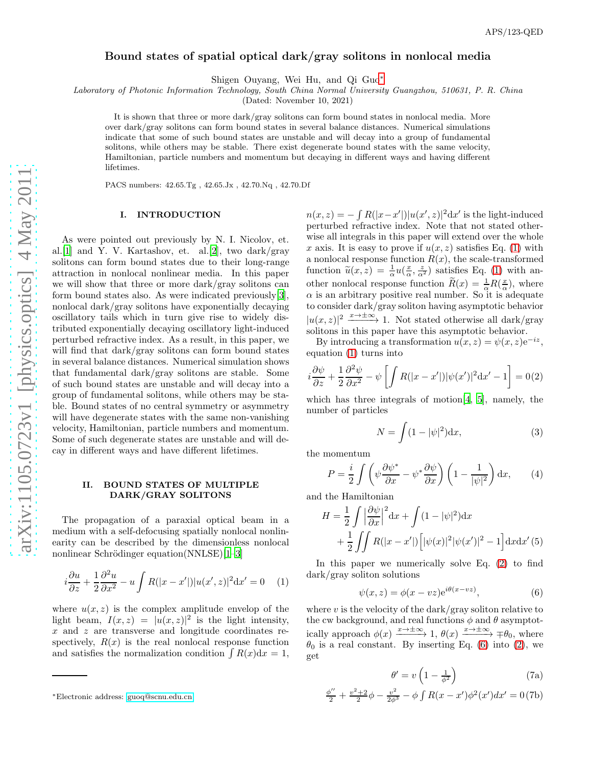# Bound states of spatial optical dark/gray solitons in nonlocal media

Shigen Ouyang, Wei Hu, and Qi Guo*

*Laboratory of Photonic Information Technology, South China Normal University Guangzhou, 510631, P. R. China*

(Dated: November 10, 2021)

It is shown that three or more dark/gray solitons can form bound states in nonlocal media. More over dark/gray solitons can form bound states in several balance distances. Numerical simulations indicate that some of such bound states are unstable and will decay into a group of fundamental solitons, while others may be stable. There exist degenerate bound states with the same velocity, Hamiltonian, particle numbers and momentum but decaying in different ways and having different lifetimes.

PACS numbers: 42.65.Tg , 42.65.Jx , 42.70.Nq , 42.70.Df

## I. INTRODUCTION

As were pointed out previously by N. I. Nicolov, et. al.[1] and Y. V. Kartashov, et. al.[2], two dark/gray solitons can form bound states due to their long-range attraction in nonlocal nonlinear media. In this paper we will show that three or more dark/gray solitons can form bound states also. As were indicated previously[3], nonlocal dark/gray solitons have exponentially decaying oscillatory tails which in turn give rise to widely distributed exponentially decaying oscillatory light-induced perturbed refractive index. As a result, in this paper, we will find that dark/gray solitons can form bound states in several balance distances. Numerical simulation shows that fundamental dark/gray solitons are stable. Some of such bound states are unstable and will decay into a group of fundamental solitons, while others may be stable. Bound states of no central symmetry or asymmetry will have degenerate states with the same non-vanishing velocity, Hamiltonian, particle numbers and momentum. Some of such degenerate states are unstable and will decay in different ways and have different lifetimes.

## II. BOUND STATES OF MULTIPLE DARK/GRAY SOLITONS

The propagation of a paraxial optical beam in a medium with a self-defocusing spatially nonlocal nonlinearity can be described by the dimensionless nonlocal nonlinear Schrödinger equation(NNLSE)[1–3]

$$i\frac{\partial u}{\partial z}+\frac{1}{2}\frac{\partial^2 u}{\partial x^2}-u\int R(|x-x'|)|u(x',z)|^2\mathrm{d}x'=0 \quad (1)$$

where $u(x,z)$ is the complex amplitude envelop of the light beam, $I(x,z)=|u(x,z)|^2$ is the light intensity, $x$ and $z$ are transverse and longitude coordinates respectively, $R(x)$ is the real nonlocal response function and satisfies the normalization condition $\int R(x)\mathrm{d}x=1$, $n(x,z)=-\int R(|x-x'|)|u(x',z)|^2\mathrm{d}x'$ is the light-induced perturbed refractive index. Note that not stated otherwise all integrals in this paper will extend over the whole $x$ axis. It is easy to prove if $u(x,z)$ satisfies Eq. (1) with a nonlocal response function $R(x)$, the scale-transformed function $\widetilde{u}(x,z)=\frac{1}{\alpha}u(\frac{x}{\alpha},\frac{z}{\alpha^2})$ satisfies Eq. (1) with another nonlocal response function $\widetilde{R}(x)=\frac{1}{\alpha}R(\frac{x}{\alpha})$, where $\alpha$ is an arbitrary positive real number. So it is adequate to consider dark/gray soliton having asymptotic behavior $|u(x,z)|^2\xrightarrow{x\to\pm\infty}1$. Not stated otherwise all dark/gray solitons in this paper have this asymptotic behavior.

By introducing a transformation $u(x,z)=\psi(x,z)\mathrm{e}^{-iz}$, equation (1) turns into

$$i\frac{\partial \psi}{\partial z}+\frac{1}{2}\frac{\partial^2 \psi}{\partial x^2}-\psi\left[\int R(|x-x'|)|\psi(x')|^2\mathrm{d}x'-1\right]=0 \quad (2)$$

which has three integrals of motion[4, 5], namely, the number of particles

$$N=\int(1-|\psi|^2)\mathrm{d}x, \quad (3)$$

the momentum

$$P=\frac{i}{2}\int\left(\psi\frac{\partial\psi^*}{\partial x}-\psi^*\frac{\partial\psi}{\partial x}\right)\left(1-\frac{1}{|\psi|^2}\right)\mathrm{d}x, \quad (4)$$

and the Hamiltonian

$$H=\frac{1}{2}\int\left|\frac{\partial\psi}{\partial x}\right|^2\mathrm{d}x+\int(1-|\psi|^2)\mathrm{d}x+\frac{1}{2}\iint R(|x-x'|)\Big[|\psi(x)|^2|\psi(x')|^2-1\Big]\mathrm{d}x\mathrm{d}x' \quad (5)$$

In this paper we numerically solve Eq. (2) to find dark/gray soliton solutions

$$\psi(x,z)=\phi(x-vz)\mathrm{e}^{i\theta(x-vz)}, \quad (6)$$

where $v$ is the velocity of the dark/gray soliton relative to the cw background, and real functions $\phi$ and $\theta$ asymptotically approach $\phi(x)\xrightarrow{x\to\pm\infty}1$, $\theta(x)\xrightarrow{x\to\pm\infty}\mp\theta_0$, where $\theta_0$ is a real constant. By inserting Eq. (6) into (2), we get

$$\theta'=v\left(1-\tfrac{1}{\phi^2}\right) \quad (7a)$$

$$\tfrac{\phi''}{2}+\tfrac{v^2+2}{2}\phi-\tfrac{v^2}{2\phi^3}-\phi\int R(x-x')\phi^2(x')dx'=0 \quad (7b)$$

*Electronic address: guoq@scnu.edu.cn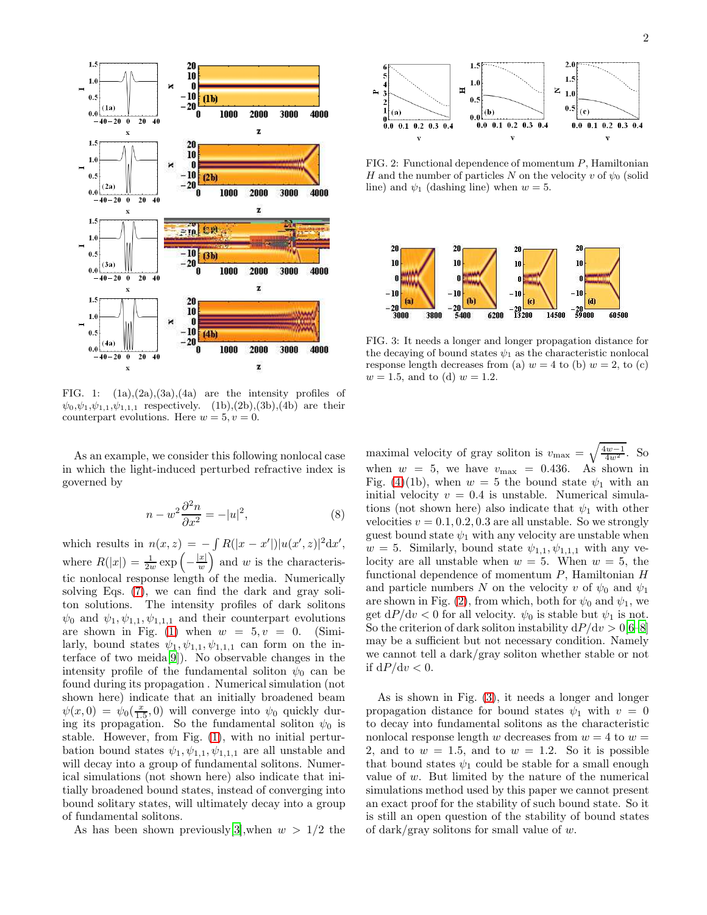FIG. 1: (1a),(2a),(3a),(4a) are the intensity profiles of $\psi_0,\psi_1,\psi_{1,1},\psi_{1,1,1}$ respectively. (1b),(2b),(3b),(4b) are their counterpart evolutions. Here $w = 5, v = 0$.

FIG. 2: Functional dependence of momentum $P$, Hamiltonian $H$ and the number of particles $N$ on the velocity $v$ of $\psi_0$ (solid line) and $\psi_1$ (dashing line) when $w = 5$.

FIG. 3: It needs a longer and longer propagation distance for the decaying of bound states $\psi_1$ as the characteristic nonlocal response length decreases from (a) $w = 4$ to (b) $w = 2$, to (c) $w = 1.5$, and to (d) $w = 1.2$.

As an example, we consider this following nonlocal case in which the light-induced perturbed refractive index is governed by

$$n - w^2 \frac{\partial^2 n}{\partial x^2} = -|u|^2, \tag{8}$$

which results in $n(x,z) = -\int R(|x-x'|)|u(x',z)|^2 \mathrm{d}x'$, where $R(|x|) = \frac{1}{2w}\exp\left(-\frac{|x|}{w}\right)$ and $w$ is the characteristic nonlocal response length of the media. Numerically solving Eqs. (7), we can find the dark and gray soliton solutions. The intensity profiles of dark solitons $\psi_0$ and $\psi_1, \psi_{1,1}, \psi_{1,1,1}$ and their counterpart evolutions are shown in Fig. (1) when $w = 5, v = 0$. (Similarly, bound states $\psi_1, \psi_{1,1}, \psi_{1,1,1}$ can form on the interface of two meida[9]). No observable changes in the intensity profile of the fundamental soliton $\psi_0$ can be found during its propagation . Numerical simulation (not shown here) indicate that an initially broadened beam $\psi(x,0) = \psi_0(\frac{x}{1.5}, 0)$ will converge into $\psi_0$ quickly during its propagation. So the fundamental soliton $\psi_0$ is stable. However, from Fig. (1), with no initial perturbation bound states $\psi_1, \psi_{1,1}, \psi_{1,1,1}$ are all unstable and will decay into a group of fundamental solitons. Numerical simulations (not shown here) also indicate that initially broadened bound states, instead of converging into bound solitary states, will ultimately decay into a group of fundamental solitons.

As has been shown previously[3],when $w > 1/2$ the maximal velocity of gray soliton is $v_{\max} = \sqrt{\frac{4w-1}{4w^2}}$. So when $w = 5$, we have $v_{\max} = 0.436$. As shown in Fig. (4)(1b), when $w = 5$ the bound state $\psi_1$ with an initial velocity $v = 0.4$ is unstable. Numerical simulations (not shown here) also indicate that $\psi_1$ with other velocities $v = 0.1, 0.2, 0.3$ are all unstable. So we strongly guest bound state $\psi_1$ with any velocity are unstable when $w = 5$. Similarly, bound state $\psi_{1,1}, \psi_{1,1,1}$ with any velocity are all unstable when $w = 5$. When $w = 5$, the functional dependence of momentum $P$, Hamiltonian $H$ and particle numbers $N$ on the velocity $v$ of $\psi_0$ and $\psi_1$ are shown in Fig. (2), from which, both for $\psi_0$ and $\psi_1$, we get $\mathrm{d}P/\mathrm{d}v < 0$ for all velocity. $\psi_0$ is stable but $\psi_1$ is not. So the criterion of dark soliton instability $\mathrm{d}P/\mathrm{d}v > 0$[6–8] may be a sufficient but not necessary condition. Namely we cannot tell a dark/gray soliton whether stable or not if $\mathrm{d}P/\mathrm{d}v < 0$.

As is shown in Fig. (3), it needs a longer and longer propagation distance for bound states $\psi_1$ with $v = 0$ to decay into fundamental solitons as the characteristic nonlocal response length $w$ decreases from $w = 4$ to $w = 2$, and to $w = 1.5$, and to $w = 1.2$. So it is possible that bound states $\psi_1$ could be stable for a small enough value of $w$. But limited by the nature of the numerical simulations method used by this paper we cannot present an exact proof for the stability of such bound state. So it is still an open question of the stability of bound states of dark/gray solitons for small value of $w$.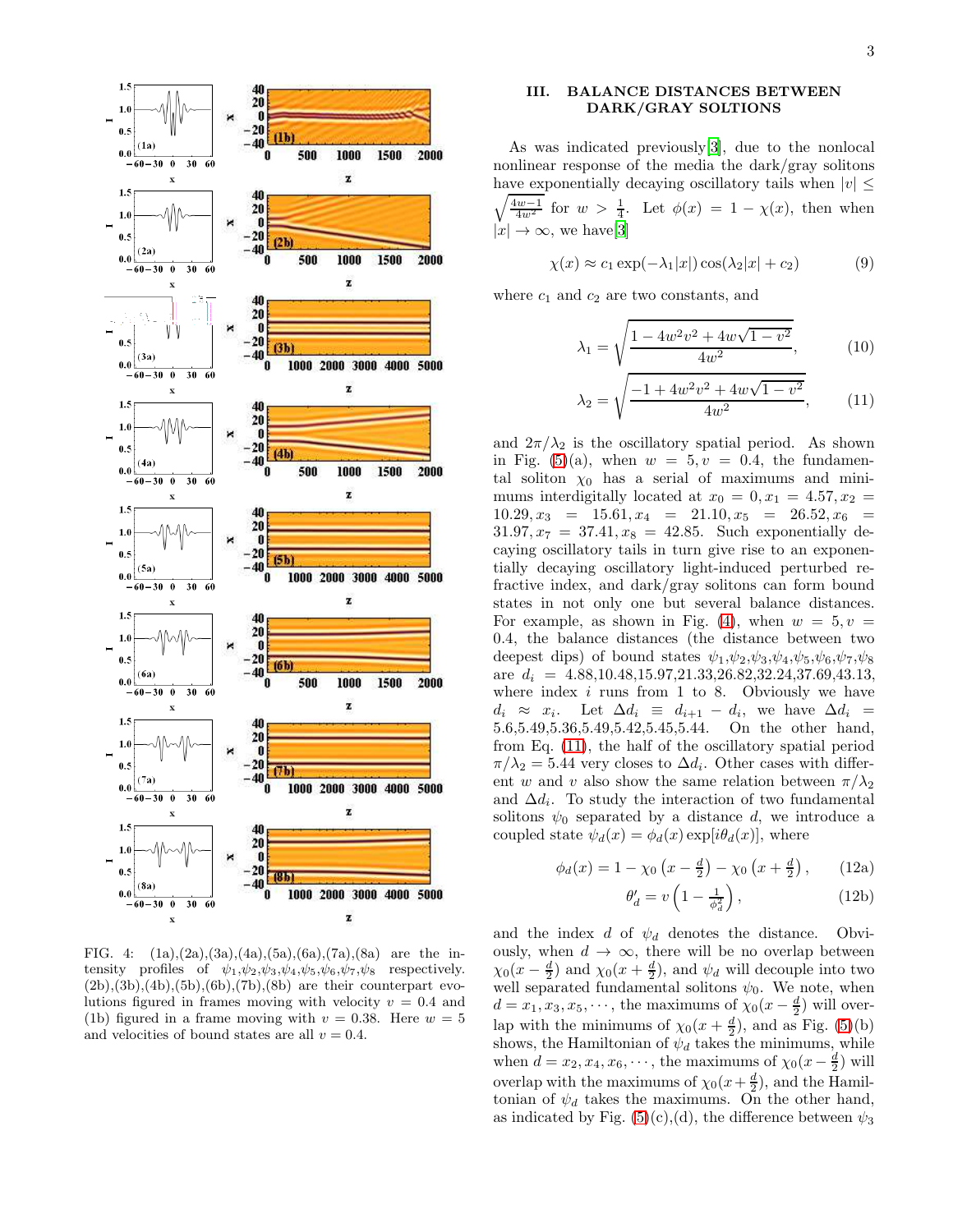FIG. 4: (1a),(2a),(3a),(4a),(5a),(6a),(7a),(8a) are the intensity profiles of $\psi_1,\psi_2,\psi_3,\psi_4,\psi_5,\psi_6,\psi_7,\psi_8$ respectively. (2b),(3b),(4b),(5b),(6b),(7b),(8b) are their counterpart evolutions figured in frames moving with velocity $v = 0.4$ and (1b) figured in a frame moving with $v = 0.38$. Here $w = 5$ and velocities of bound states are all $v = 0.4$.

## III. BALANCE DISTANCES BETWEEN DARK/GRAY SOLTIONS

As was indicated previously[3], due to the nonlocal nonlinear response of the media the dark/gray solitons have exponentially decaying oscillatory tails when $|v| \le \sqrt{\frac{4w-1}{4w^2}}$ for $w > \frac{1}{4}$. Let $\phi(x) = 1 - \chi(x)$, then when $|x| \to \infty$, we have[3]

$$\chi(x) \approx c_1 \exp(-\lambda_1 |x|) \cos(\lambda_2 |x| + c_2) \tag{9}$$

where $c_1$ and $c_2$ are two constants, and

$$\lambda_1 = \sqrt{\frac{1 - 4w^2v^2 + 4w\sqrt{1-v^2}}{4w^2}}, \tag{10}$$

$$\lambda_2 = \sqrt{\frac{-1 + 4w^2v^2 + 4w\sqrt{1-v^2}}{4w^2}}, \tag{11}$$

and $2\pi/\lambda_2$ is the oscillatory spatial period. As shown in Fig. (5)(a), when $w = 5, v = 0.4$, the fundamental soliton $\chi_0$ has a serial of maximums and minimums interdigitally located at $x_0 = 0, x_1 = 4.57, x_2 = 10.29, x_3 = 15.61, x_4 = 21.10, x_5 = 26.52, x_6 = 31.97, x_7 = 37.41, x_8 = 42.85$. Such exponentially decaying oscillatory tails in turn give rise to an exponentially decaying oscillatory light-induced perturbed refractive index, and dark/gray solitons can form bound states in not only one but several balance distances. For example, as shown in Fig. (4), when $w = 5, v = 0.4$, the balance distances (the distance between two deepest dips) of bound states $\psi_1,\psi_2,\psi_3,\psi_4,\psi_5,\psi_6,\psi_7,\psi_8$ are $d_i = 4.88, 10.48, 15.97, 21.33, 26.82, 32.24, 37.69, 43.13$, where index $i$ runs from 1 to 8. Obviously we have $d_i \approx x_i$. Let $\Delta d_i \equiv d_{i+1} - d_i$, we have $\Delta d_i = 5.6, 5.49, 5.36, 5.49, 5.42, 5.45, 5.44$. On the other hand, from Eq. (11), the half of the oscillatory spatial period $\pi/\lambda_2 = 5.44$ very closes to $\Delta d_i$. Other cases with different $w$ and $v$ also show the same relation between $\pi/\lambda_2$ and $\Delta d_i$. To study the interaction of two fundamental solitons $\psi_0$ separated by a distance $d$, we introduce a coupled state $\psi_d(x) = \phi_d(x)\exp[i\theta_d(x)]$, where

$$\phi_d(x) = 1 - \chi_0\left(x - \tfrac{d}{2}\right) - \chi_0\left(x + \tfrac{d}{2}\right), \tag{12a}$$

$$\theta_d' = v\left(1 - \tfrac{1}{\phi_d^2}\right), \tag{12b}$$

and the index $d$ of $\psi_d$ denotes the distance. Obviously, when $d \to \infty$, there will be no overlap between $\chi_0(x - \frac{d}{2})$ and $\chi_0(x + \frac{d}{2})$, and $\psi_d$ will decouple into two well separated fundamental solitons $\psi_0$. We note, when $d = x_1, x_3, x_5, \cdots$, the maximums of $\chi_0(x - \frac{d}{2})$ will overlap with the minimums of $\chi_0(x + \frac{d}{2})$, and as Fig. (5)(b) shows, the Hamiltonian of $\psi_d$ takes the minimums, while when $d = x_2, x_4, x_6, \cdots$, the maximums of $\chi_0(x - \frac{d}{2})$ will overlap with the maximums of $\chi_0(x + \frac{d}{2})$, and the Hamiltonian of $\psi_d$ takes the maximums. On the other hand, as indicated by Fig. (5)(c),(d), the difference between $\psi_3$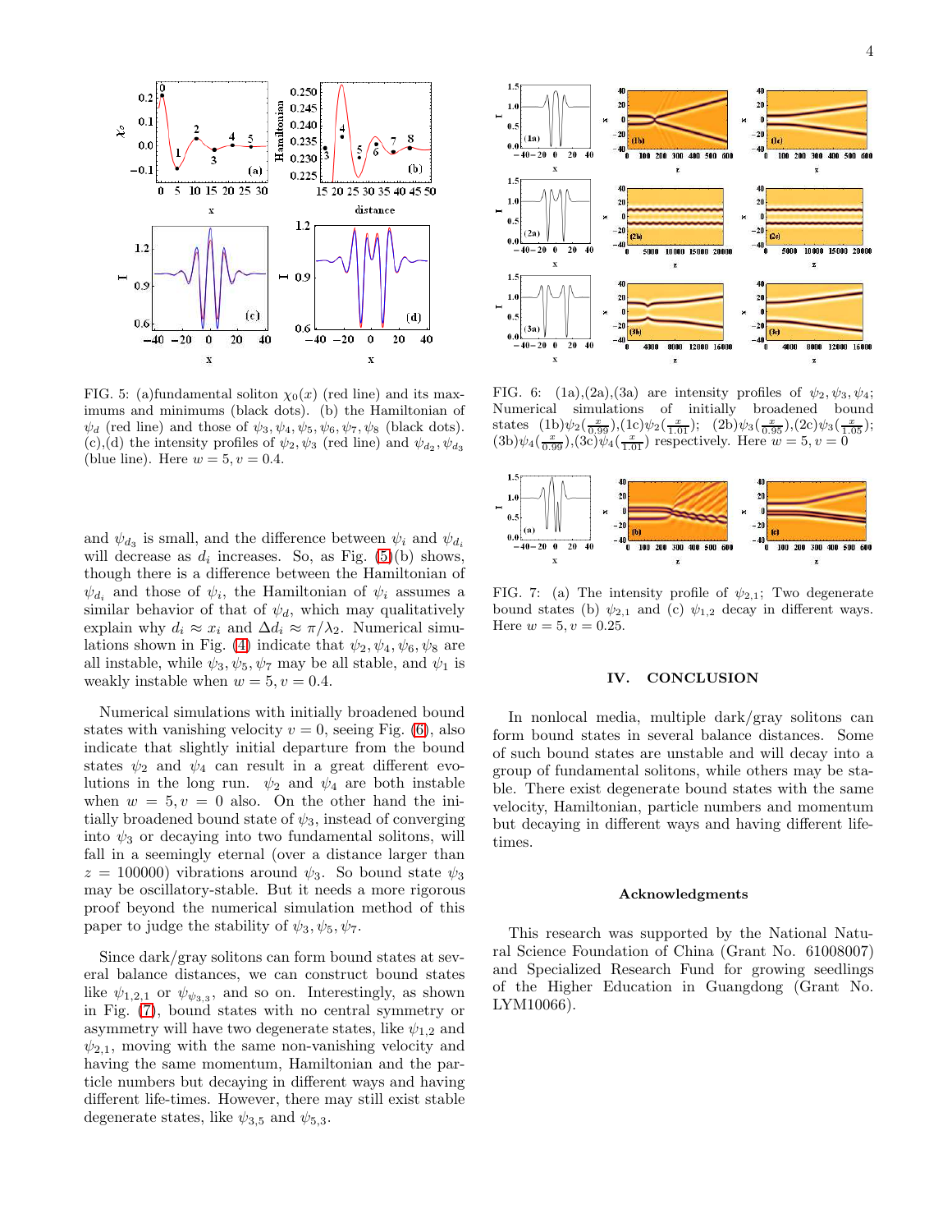FIG. 5: (a)fundamental soliton $\chi_0(x)$ (red line) and its maximums and minimums (black dots). (b) the Hamiltonian of $\psi_d$ (red line) and those of $\psi_3, \psi_4, \psi_5, \psi_6, \psi_7, \psi_8$ (black dots). (c),(d) the intensity profiles of $\psi_2, \psi_3$ (red line) and $\psi_{d_2}, \psi_{d_3}$ (blue line). Here $w = 5, v = 0.4$.

and $\psi_{d_3}$ is small, and the difference between $\psi_i$ and $\psi_{d_i}$ will decrease as $d_i$ increases. So, as Fig. (5)(b) shows, though there is a difference between the Hamiltonian of $\psi_{d_i}$ and those of $\psi_i$, the Hamiltonian of $\psi_i$ assumes a similar behavior of that of $\psi_d$, which may qualitatively explain why $d_i \approx x_i$ and $\Delta d_i \approx \pi/\lambda_2$. Numerical simulations shown in Fig. (4) indicate that $\psi_2, \psi_4, \psi_6, \psi_8$ are all instable, while $\psi_3, \psi_5, \psi_7$ may be all stable, and $\psi_1$ is weakly instable when $w = 5, v = 0.4$.

Numerical simulations with initially broadened bound states with vanishing velocity $v = 0$, seeing Fig. (6), also indicate that slightly initial departure from the bound states $\psi_2$ and $\psi_4$ can result in a great different evolutions in the long run. $\psi_2$ and $\psi_4$ are both instable when $w = 5, v = 0$ also. On the other hand the initially broadened bound state of $\psi_3$, instead of converging into $\psi_3$ or decaying into two fundamental solitons, will fall in a seemingly eternal (over a distance larger than $z = 100000$) vibrations around $\psi_3$. So bound state $\psi_3$ may be oscillatory-stable. But it needs a more rigorous proof beyond the numerical simulation method of this paper to judge the stability of $\psi_3, \psi_5, \psi_7$.

Since dark/gray solitons can form bound states at several balance distances, we can construct bound states like $\psi_{1,2,1}$ or $\psi_{\psi_{3,3}}$, and so on. Interestingly, as shown in Fig. (7), bound states with no central symmetry or asymmetry will have two degenerate states, like $\psi_{1,2}$ and $\psi_{2,1}$, moving with the same non-vanishing velocity and having the same momentum, Hamiltonian and the particle numbers but decaying in different ways and having different life-times. However, there may still exist stable degenerate states, like $\psi_{3,5}$ and $\psi_{5,3}$.

FIG. 6: (1a),(2a),(3a) are intensity profiles of $\psi_2, \psi_3, \psi_4$; Numerical simulations of initially broadened bound states (1b)$\psi_2(\frac{x}{0.99})$,(1c)$\psi_2(\frac{x}{1.01})$; (2b)$\psi_3(\frac{x}{0.95})$,(2c)$\psi_3(\frac{x}{1.05})$; (3b)$\psi_4(\frac{x}{0.99})$,(3c)$\psi_4(\frac{x}{1.01})$ respectively. Here $w = 5, v = 0$

FIG. 7: (a) The intensity profile of $\psi_{2,1}$; Two degenerate bound states (b) $\psi_{2,1}$ and (c) $\psi_{1,2}$ decay in different ways. Here $w = 5, v = 0.25$.

## IV. CONCLUSION

In nonlocal media, multiple dark/gray solitons can form bound states in several balance distances. Some of such bound states are unstable and will decay into a group of fundamental solitons, while others may be stable. There exist degenerate bound states with the same velocity, Hamiltonian, particle numbers and momentum but decaying in different ways and having different lifetimes.

### Acknowledgments

This research was supported by the National Natural Science Foundation of China (Grant No. 61008007) and Specialized Research Fund for growing seedlings of the Higher Education in Guangdong (Grant No. LYM10066).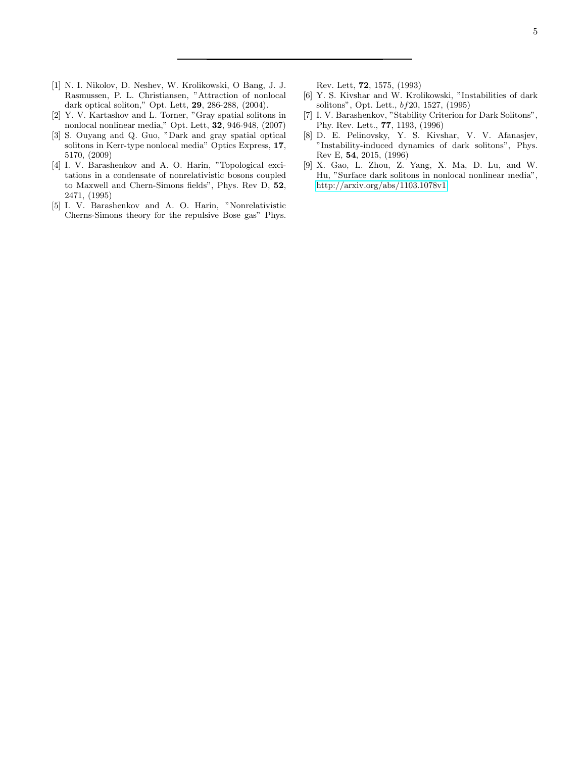[1] N. I. Nikolov, D. Neshev, W. Krolikowski, O Bang, J. J. Rasmussen, P. L. Christiansen, "Attraction of nonlocal dark optical soliton," Opt. Lett, **29**, 286-288, (2004).

[2] Y. V. Kartashov and L. Torner, "Gray spatial solitons in nonlocal nonlinear media," Opt. Lett, **32**, 946-948, (2007)

[3] S. Ouyang and Q. Guo, "Dark and gray spatial optical solitons in Kerr-type nonlocal media" Optics Express, **17**, 5170, (2009)

[4] I. V. Barashenkov and A. O. Harin, "Topological excitations in a condensate of nonrelativistic bosons coupled to Maxwell and Chern-Simons fields", Phys. Rev D, **52**, 2471, (1995)

[5] I. V. Barashenkov and A. O. Harin, "Nonrelativistic Cherns-Simons theory for the repulsive Bose gas" Phys. Rev. Lett, **72**, 1575, (1993)

[6] Y. S. Kivshar and W. Krolikowski, "Instabilities of dark solitons", Opt. Lett., $bf20$, 1527, (1995)

[7] I. V. Barashenkov, "Stability Criterion for Dark Solitons", Phy. Rev. Lett., **77**, 1193, (1996)

[8] D. E. Pelinovsky, Y. S. Kivshar, V. V. Afanasjev, "Instability-induced dynamics of dark solitons", Phys. Rev E, **54**, 2015, (1996)

[9] X. Gao, L. Zhou, Z. Yang, X. Ma, D. Lu, and W. Hu, "Surface dark solitons in nonlocal nonlinear media", http://arxiv.org/abs/1103.1078v1